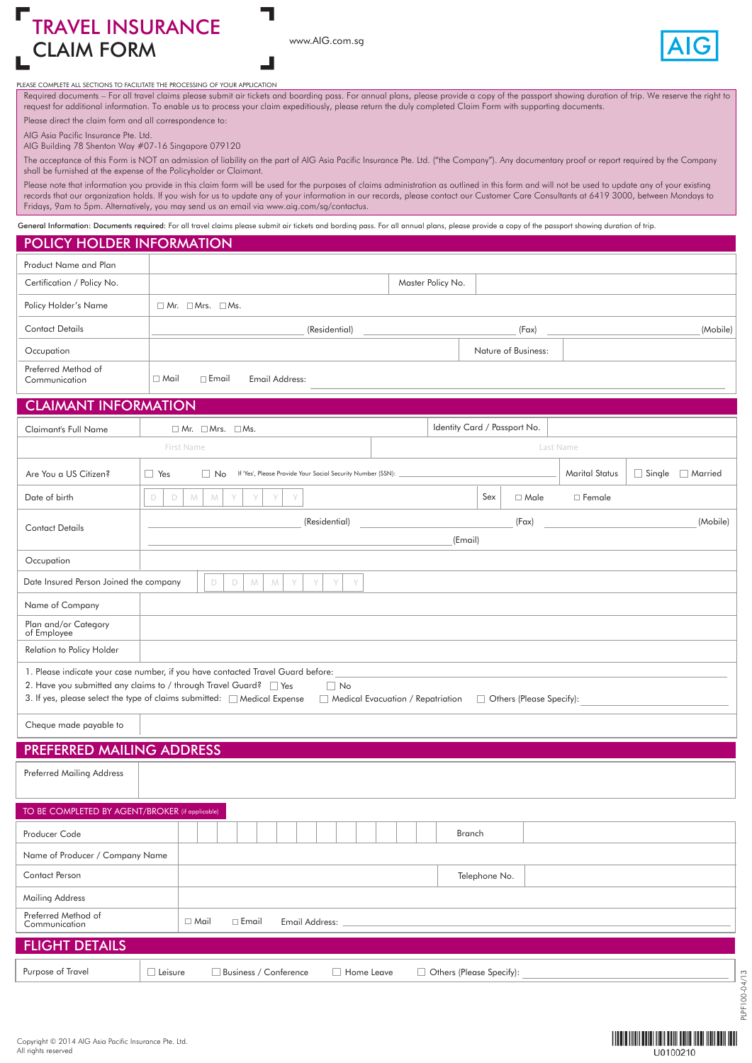# TRAVEL INSURANCE CLAIM FORM

www.AIG.com.sg

AIG

PLEASE COMPLETE ALL SECTIONS TO FACILITATE THE PROCESSING OF YOUR APPLICATION

Required documents – For all travel claims please submit air tickets and boarding pass. For annual plans, please provide a copy of the passport showing duration of trip. We reserve the right to request for additional information. To enable us to process your claim expeditiously, please return the duly completed Claim Form with supporting documents.

Please direct the claim form and all correspondence to:

AIG Asia Pacific Insurance Pte. Ltd.
AIG Building 78 Shenton Way #07-16 Singapore 079120

The acceptance of this Form is NOT an admission of liability on the part of AIG Asia Pacific Insurance Pte. Ltd. ("the Company"). Any documentary proof or report required by the Company shall be furnished at the expense of the Policyholder or Claimant.

Please note that information you provide in this claim form will be used for the purposes of claims administration as outlined in this form and will not be used to update any of your existing records that our organization holds. If you wish for us to update any of your information in our records, please contact our Customer Care Consultants at 6419 3000, between Mondays to Fridays, 9am to 5pm. Alternatively, you may send us an email via www.aig.com/sg/contactus.

General Information: Documents required: For all travel claims please submit air tickets and bording pass. For all annual plans, please provide a copy of the passport showing duration of trip.

## POLICY HOLDER INFORMATION

| | | | |
|---|---|---|---|
| Product Name and Plan | | | |
| Certification / Policy No. | | Master Policy No. | |
| Policy Holder's Name | ☐ Mr. ☐ Mrs. ☐ Ms. | | |
| Contact Details | ________ (Residential) ________ (Fax) ________ (Mobile) | | |
| Occupation | | Nature of Business: | |
| Preferred Method of Communication | ☐ Mail ☐ Email Email Address: ________ | | |

## CLAIMANT INFORMATION

| | | | |
|---|---|---|---|
| Claimant's Full Name | ☐ Mr. ☐ Mrs. ☐ Ms. | Identity Card / Passport No. | |
| | First Name | Last Name | |
| Are You a US Citizen? | ☐ Yes ☐ No If 'Yes', Please Provide Your Social Security Number (SSN): ________ | Marital Status | ☐ Single ☐ Married |
| Date of birth | D D M M Y Y Y Y | Sex | ☐ Male ☐ Female |
| Contact Details | ________ (Residential) ________ (Fax) ________ (Mobile) ________ (Email) | | |
| Occupation | | | |
| Date Insured Person Joined the company | D D M M Y Y Y Y | | |
| Name of Company | | | |
| Plan and/or Category of Employee | | | |
| Relation to Policy Holder | | | |

1. Please indicate your case number, if you have contacted Travel Guard before: ________
2. Have you submitted any claims to / through Travel Guard? ☐ Yes ☐ No
3. If yes, please select the type of claims submitted: ☐ Medical Expense ☐ Medical Evacuation / Repatriation ☐ Others (Please Specify): ________

| | |
|---|---|
| Cheque made payable to | |

## PREFERRED MAILING ADDRESS

| | |
|---|---|
| Preferred Mailing Address | |

### TO BE COMPLETED BY AGENT/BROKER (if applicable)

| | | | |
|---|---|---|---|
| Producer Code | | Branch | |
| Name of Producer / Company Name | | | |
| Contact Person | | Telephone No. | |
| Mailing Address | | | |
| Preferred Method of Communication | ☐ Mail ☐ Email Email Address: ________ | | |

## FLIGHT DETAILS

| | |
|---|---|
| Purpose of Travel | ☐ Leisure ☐ Business / Conference ☐ Home Leave ☐ Others (Please Specify): ________ |

PLPF100-04/13

Copyright © 2014 AIG Asia Pacific Insurance Pte. Ltd.
All rights reserved

U0100210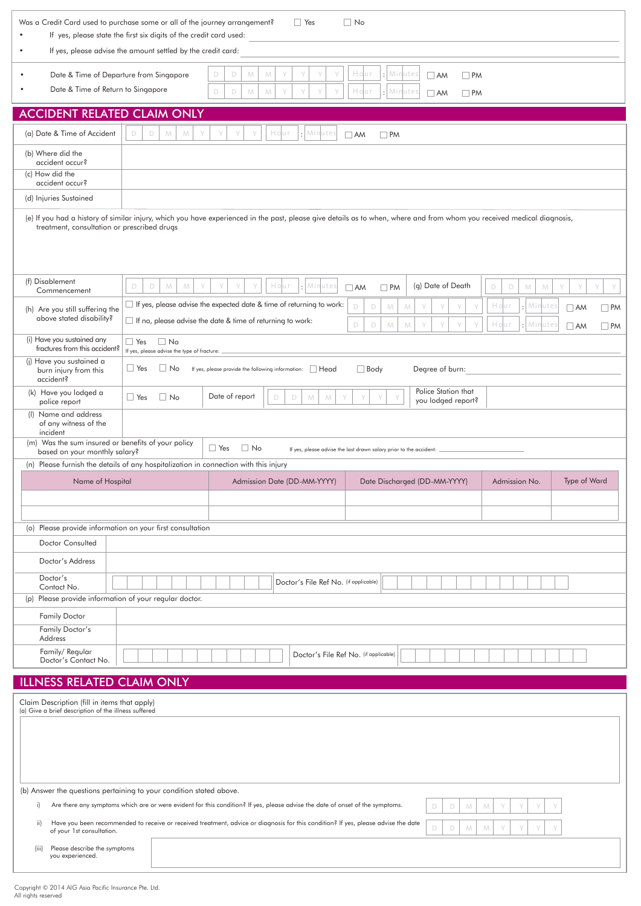Was a Credit Card used to purchase some or all of the journey arrangement? ☐ Yes ☐ No

- If yes, please state the first six digits of the credit card used: ____________________
- If yes, please advise the amount settled by the credit card: ____________________

- Date & Time of Departure from Singapore | D D M M Y Y Y Y | Hour : Minutes | ☐ AM ☐ PM
- Date & Time of Return to Singapore | D D M M Y Y Y Y | Hour : Minutes | ☐ AM ☐ PM

## ACCIDENT RELATED CLAIM ONLY

| | |
|---|---|
| (a) Date & Time of Accident | D D M M Y Y Y Y Hour : Minutes ☐ AM ☐ PM |
| (b) Where did the accident occur? | |
| (c) How did the accident occur? | |
| (d) Injuries Sustained | |

(e) If you had a history of similar injury, which you have experienced in the past, please give details as to when, where and from whom you received medical diagnosis, treatment, consultation or prescribed drugs

| | | | |
|---|---|---|---|
| (f) Disablement Commencement | D D M M Y Y Y Y Hour : Minutes ☐ AM ☐ PM | (g) Date of Death | D D M M Y Y Y Y |
| (h) Are you still suffering the above stated disability? | ☐ If yes, please advise the expected date & time of returning to work: | D D M M Y Y Y Y | Hour : Minutes ☐ AM ☐ PM |
| | ☐ If no, please advise the date & time of returning to work: | D D M M Y Y Y Y | Hour : Minutes ☐ AM ☐ PM |
| (i) Have you sustained any fractures from this accident? | ☐ Yes ☐ No<br>If yes, please advise the type of fracture: | | |
| (j) Have you sustained a burn injury from this accident? | ☐ Yes ☐ No If yes, please provide the following information: ☐ Head ☐ Body | Degree of burn: | |
| (k) Have you lodged a police report | ☐ Yes ☐ No Date of report D D M M Y Y Y Y | Police Station that you lodged report? | |
| (l) Name and address of any witness of the incident | | | |
| (m) Was the sum insured or benefits of your policy based on your monthly salary? | ☐ Yes ☐ No If yes, please advise the last drawn salary prior to the accident: | | |

(n) Please furnish the details of any hospitalization in connection with this injury

| Name of Hospital | Admission Date (DD-MM-YYYY) | Date Discharged (DD-MM-YYYY) | Admission No. | Type of Ward |
|---|---|---|---|---|
| | | | | |
| | | | | |

(o) Please provide information on your first consultation

| | | | |
|---|---|---|---|
| Doctor Consulted | | | |
| Doctor's Address | | | |
| Doctor's Contact No. | | Doctor's File Ref No. (if applicable) | |

(p) Please provide information of your regular doctor.

| | | | |
|---|---|---|---|
| Family Doctor | | | |
| Family Doctor's Address | | | |
| Family/ Regular Doctor's Contact No. | | Doctor's File Ref No. (if applicable) | |

## ILLNESS RELATED CLAIM ONLY

Claim Description (fill in items that apply)
(a) Give a brief description of the illness suffered

(b) Answer the questions pertaining to your condition stated above.

i) Are there any symptoms which are or were evident for this condition? If yes, please advise the date of onset of the symptoms. D D M M Y Y Y Y

ii) Have you been recommended to receive or received treatment, advice or diagnosis for this condition? If yes, please advise the date of your 1st consultation. D D M M Y Y Y Y

(iii) Please describe the symptoms you experienced.

Copyright © 2014 AIG Asia Pacific Insurance Pte. Ltd.
All rights reserved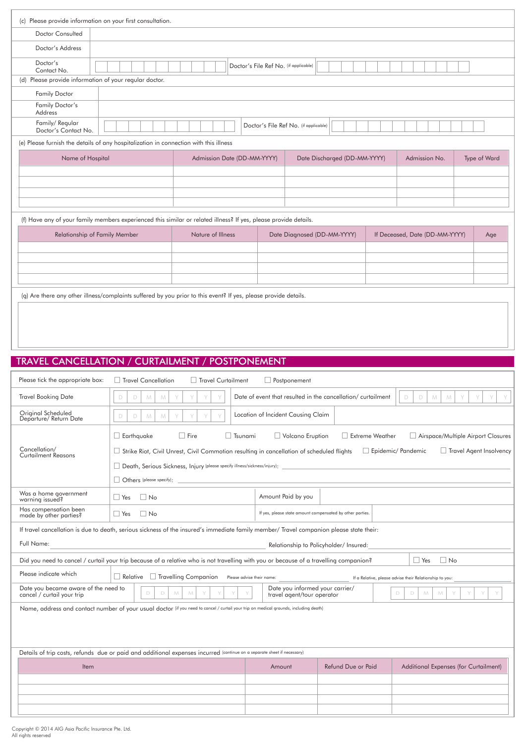(c) Please provide information on your first consultation.

| | |
|---|---|
| Doctor Consulted | |
| Doctor's Address | |
| Doctor's Contact No. | Doctor's File Ref No. (if applicable) |

(d) Please provide information of your regular doctor.

| | |
|---|---|
| Family Doctor | |
| Family Doctor's Address | |
| Family/ Regular Doctor's Contact No. | Doctor's File Ref No. (if applicable) |

(e) Please furnish the details of any hospitalization in connection with this illness

| Name of Hospital | Admission Date (DD-MM-YYYY) | Date Discharged (DD-MM-YYYY) | Admission No. | Type of Ward |
|---|---|---|---|---|
| | | | | |
| | | | | |
| | | | | |
| | | | | |

(f) Have any of your family members experienced this similar or related illness? If yes, please provide details.

| Relationship of Family Member | Nature of Illness | Date Diagnosed (DD-MM-YYYY) | If Deceased, Date (DD-MM-YYYY) | Age |
|---|---|---|---|---|
| | | | | |
| | | | | |
| | | | | |
| | | | | |

(g) Are there any other illness/complaints suffered by you prior to this event? If yes, please provide details.

## TRAVEL CANCELLATION / CURTAILMENT / POSTPONEMENT

Please tick the appropriate box: ☐ Travel Cancellation ☐ Travel Curtailment ☐ Postponement

| | | | |
|---|---|---|---|
| Travel Booking Date | D D M M Y Y Y Y | Date of event that resulted in the cancellation/ curtailment | D D M M Y Y Y Y |
| Original Scheduled Departure/ Return Date | D D M M Y Y Y Y | Location of Incident Causing Claim | |

Cancellation/ Curtailment Reasons:

☐ Earthquake ☐ Fire ☐ Tsunami ☐ Volcano Eruption ☐ Extreme Weather ☐ Airspace/Multiple Airport Closures

☐ Strike Riot, Civil Unrest, Civil Commotion resulting in cancellation of scheduled flights ☐ Epidemic/ Pandemic ☐ Travel Agent Insolvency

☐ Death, Serious Sickness, Injury (please specify illness/sickness/injury): ____________________

☐ Others (please specify): ____________________

| | | | |
|---|---|---|---|
| Was a home government warning issued? | ☐ Yes ☐ No | Amount Paid by you | |
| Has compensation been made by other parties? | ☐ Yes ☐ No | If yes, please state amount compensated by other parties. | |

If travel cancellation is due to death, serious sickness of the insured's immediate family member/ Travel companion please state their:

Full Name: ____________________ Relationship to Policyholder/ Insured: ____________________

Did you need to cancel / curtail your trip because of a relative who is not travelling with you or because of a travelling companion? ☐ Yes ☐ No

Please indicate which ☐ Relative ☐ Travelling Companion Please advise their name: ____________________ If a Relative, please advise their Relationship to you: ____________________

| | | | |
|---|---|---|---|
| Date you became aware of the need to cancel / curtail your trip | D D M M Y Y Y Y | Date you informed your carrier/ travel agent/tour operator | D D M M Y Y Y Y |

Name, address and contact number of your usual doctor (if you need to cancel / curtail your trip on medical grounds, including death)

Details of trip costs, refunds due or paid and additional expenses incurred (continue on a separate sheet if necessary)

| Item | Amount | Refund Due or Paid | Additional Expenses (for Curtailment) |
|---|---|---|---|
| | | | |
| | | | |
| | | | |
| | | | |

Copyright © 2014 AIG Asia Pacific Insurance Pte. Ltd.
All rights reserved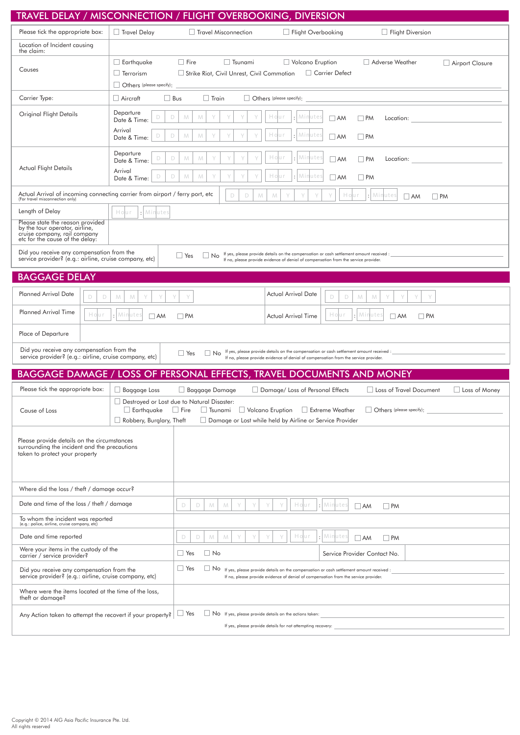## TRAVEL DELAY / MISCONNECTION / FLIGHT OVERBOOKING, DIVERSION

| | |
|---|---|
| Please tick the appropriate box: | ☐ Travel Delay ☐ Travel Misconnection ☐ Flight Overbooking ☐ Flight Diversion |
| Location of Incident causing the claim: | |
| Causes | ☐ Earthquake ☐ Fire ☐ Tsunami ☐ Volcano Eruption ☐ Adverse Weather ☐ Airport Closure<br>☐ Terrorism ☐ Strike Riot, Civil Unrest, Civil Commotion ☐ Carrier Defect<br>☐ Others (please specify): |
| Carrier Type: | ☐ Aircraft ☐ Bus ☐ Train ☐ Others (please specify): |
| Original Flight Details | Departure Date & Time: D D M M Y Y Y Y Hour : Minutes ☐ AM ☐ PM Location:<br>Arrival Date & Time: D D M M Y Y Y Y Hour : Minutes ☐ AM ☐ PM |
| Actual Flight Details | Departure Date & Time: D D M M Y Y Y Y Hour : Minutes ☐ AM ☐ PM Location:<br>Arrival Date & Time: D D M M Y Y Y Y Hour : Minutes ☐ AM ☐ PM |
| Actual Arrival of incoming connecting carrier from airport / ferry port, etc (For travel misconnection only) | D D M M Y Y Y Y Hour : Minutes ☐ AM ☐ PM |
| Length of Delay | Hour : Minutes |
| Please state the reason provided by the tour operator, airline, cruise company, rail company etc for the cause of the delay: | |
| Did you receive any compensation from the service provider? (e.g.: airline, cruise company, etc) | ☐ Yes ☐ No If yes, please provide details on the compensation or cash settlement amount received :<br>If no, please provide evidence of denial of compensation from the service provider. |

## BAGGAGE DELAY

| | | | |
|---|---|---|---|
| Planned Arrival Date | D D M M Y Y Y Y | Actual Arrival Date | D D M M Y Y Y Y |
| Planned Arrival Time | Hour : Minutes ☐ AM ☐ PM | Actual Arrival Time | Hour : Minutes ☐ AM ☐ PM |
| Place of Departure | | | |
| Did you receive any compensation from the service provider? (e.g.: airline, cruise company, etc) | ☐ Yes ☐ No If yes, please provide details on the compensation or cash settlement amount received :<br>If no, please provide evidence of denial of compensation from the service provider. | | |

## BAGGAGE DAMAGE / LOSS OF PERSONAL EFFECTS, TRAVEL DOCUMENTS AND MONEY

| | | | |
|---|---|---|---|
| Please tick the appropriate box: | ☐ Baggage Loss ☐ Baggage Damage ☐ Damage/ Loss of Personal Effects ☐ Loss of Travel Document ☐ Loss of Money | | |
| Cause of Loss | ☐ Destroyed or Lost due to Natural Disaster:<br>☐ Earthquake ☐ Fire ☐ Tsunami ☐ Volcano Eruption ☐ Extreme Weather ☐ Others (please specify):<br>☐ Robbery, Burglary, Theft ☐ Damage or Lost while held by Airline or Service Provider | | |
| Please provide details on the circumstances surrounding the incident and the precautions taken to protect your property | | | |
| Where did the loss / theft / damage occur? | | | |
| Date and time of the loss / theft / damage | D D M M Y Y Y Y Hour : Minutes ☐ AM ☐ PM | | |
| To whom the incident was reported (e.g.: police, airline, cruise company, etc) | | | |
| Date and time reported | D D M M Y Y Y Y Hour : Minutes ☐ AM ☐ PM | | |
| Were your items in the custody of the carrier / service provider? | ☐ Yes ☐ No | Service Provider Contact No. | |
| Did you receive any compensation from the service provider? (e.g.: airline, cruise company, etc) | ☐ Yes ☐ No If yes, please provide details on the compensation or cash settlement amount received :<br>If no, please provide evidence of denial of compensation from the service provider. | | |
| Where were the items located at the time of the loss, theft or damage? | | | |
| Any Action taken to attempt the recovert if your property? | ☐ Yes ☐ No If yes, please provide details on the actions taken:<br>If yes, please provide details for not attempting recovery: | | |

Copyright © 2014 AIG Asia Pacific Insurance Pte. Ltd.
All rights reserved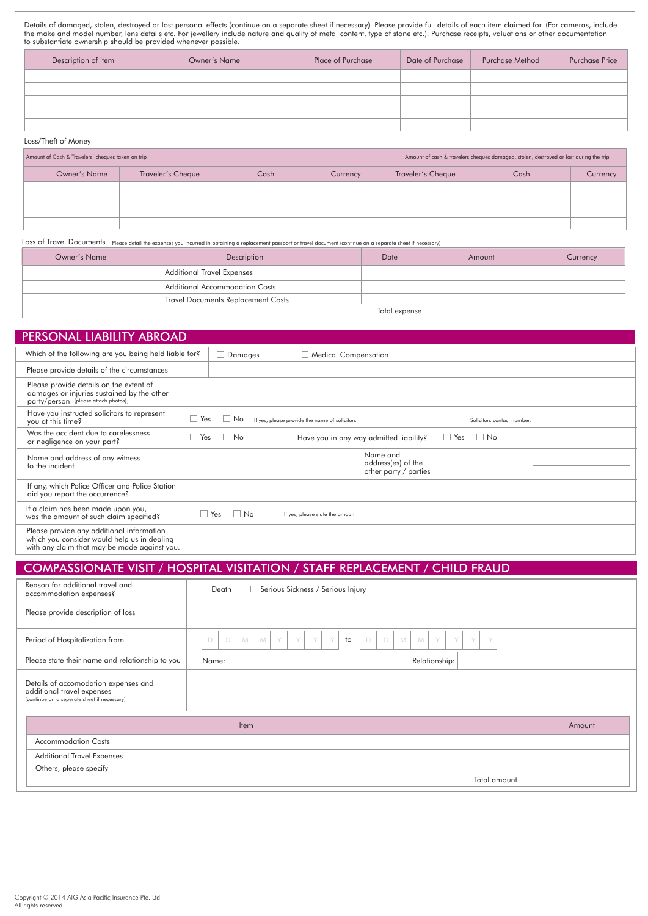Details of damaged, stolen, destroyed or lost personal effects (continue on a separate sheet if necessary). Please provide full details of each item claimed for. (For cameras, include the make and model number, lens details etc. For jewellery include nature and quality of metal content, type of stone etc.). Purchase receipts, valuations or other documentation to substantiate ownership should be provided whenever possible.

| Description of item | Owner's Name | Place of Purchase | Date of Purchase | Purchase Method | Purchase Price |
|---|---|---|---|---|---|
| | | | | | |
| | | | | | |
| | | | | | |
| | | | | | |
| | | | | | |

Loss/Theft of Money

| Amount of Cash & Travelers' cheques taken on trip | | | | Amount of cash & travelers cheques damaged, stolen, destroyed or lost during the trip | | |
|---|---|---|---|---|---|---|
| Owner's Name | Traveler's Cheque | Cash | Currency | Traveler's Cheque | Cash | Currency |
| | | | | | | |
| | | | | | | |
| | | | | | | |
| | | | | | | |

Loss of Travel Documents Please detail the expenses you incurred in obtaining a replacement passport or travel document (continue on a separate sheet if necessary)

| Owner's Name | Description | Date | Amount | Currency |
|---|---|---|---|---|
| | Additional Travel Expenses | | | |
| | Additional Accommodation Costs | | | |
| | Travel Documents Replacement Costs | | | |
| | | Total expense | | |

## PERSONAL LIABILITY ABROAD

| | |
|---|---|
| Which of the following are you being held liable for? | ☐ Damages ☐ Medical Compensation |
| Please provide details of the circumstances | |
| Please provide details on the extent of damages or injuries sustained by the other party/person (please attach photos): | |
| Have you instructed solicitors to represent you at this time? | ☐ Yes ☐ No If yes, please provide the name of solicitors : \_\_\_\_\_\_\_\_ Solicitors contact number: |
| Was the accident due to carelessness or negligence on your part? | ☐ Yes ☐ No Have you in any way admitted liability? ☐ Yes ☐ No |
| Name and address of any witness to the incident | Name and address(es) of the other party / parties |
| If any, which Police Officer and Police Station did you report the occurrence? | |
| If a claim has been made upon you, was the amount of such claim specified? | ☐ Yes ☐ No If yes, please state the amount \_\_\_\_\_\_\_\_ |
| Please provide any additional information which you consider would help us in dealing with any claim that may be made against you. | |

## COMPASSIONATE VISIT / HOSPITAL VISITATION / STAFF REPLACEMENT / CHILD FRAUD

| | |
|---|---|
| Reason for additional travel and accommodation expenses? | ☐ Death ☐ Serious Sickness / Serious Injury |
| Please provide description of loss | |
| Period of Hospitalization from | D D M M Y Y Y Y to D D M M Y Y Y Y |
| Please state their name and relationship to you | Name: Relationship: |
| Details of accomodation expenses and additional travel expenses (continue on a seperate sheet if necessary) | |

| Item | Amount |
|---|---|
| Accommodation Costs | |
| Additional Travel Expenses | |
| Others, please specify | |
| Total amount | |

Copyright © 2014 AIG Asia Pacific Insurance Pte. Ltd.
All rights reserved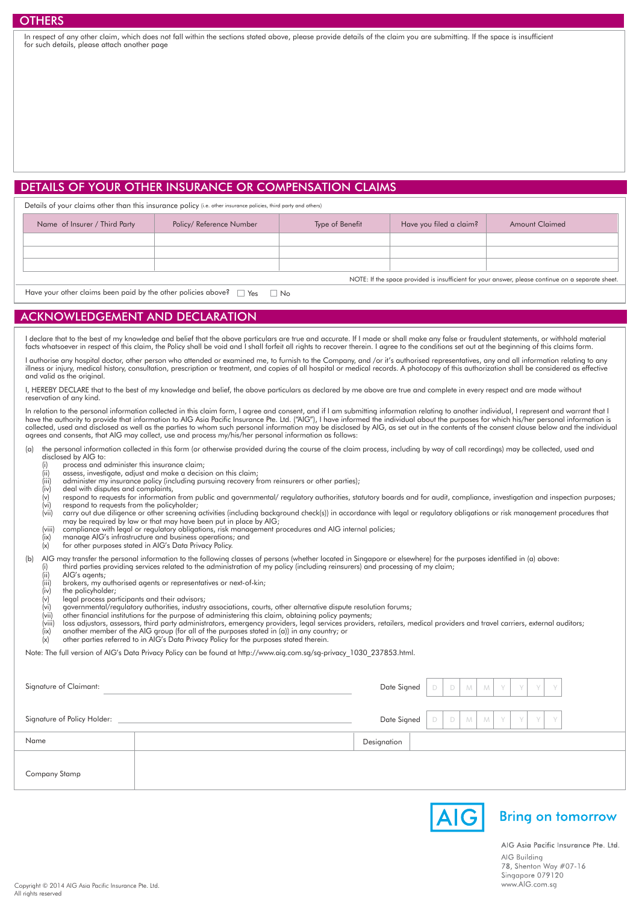## OTHERS

In respect of any other claim, which does not fall within the sections stated above, please provide details of the claim you are submitting. If the space is insufficient for such details, please attach another page

## DETAILS OF YOUR OTHER INSURANCE OR COMPENSATION CLAIMS

Details of your claims other than this insurance policy (i.e. other insurance policies, third party and others)

| Name of Insurer / Third Party | Policy/ Reference Number | Type of Benefit | Have you filed a claim? | Amount Claimed |
|---|---|---|---|---|
| | | | | |
| | | | | |
| | | | | |

NOTE: If the space provided is insufficient for your answer, please continue on a separate sheet.

Have your other claims been paid by the other policies above? ☐ Yes ☐ No

## ACKNOWLEDGEMENT AND DECLARATION

I declare that to the best of my knowledge and belief that the above particulars are true and accurate. If I made or shall make any false or fraudulent statements, or withhold material facts whatsoever in respect of this claim, the Policy shall be void and I shall forfeit all rights to recover therein. I agree to the conditions set out at the beginning of this claims form.

I authorise any hospital doctor, other person who attended or examined me, to furnish to the Company, and /or it's authorised representatives, any and all information relating to any illness or injury, medical history, consultation, prescription or treatment, and copies of all hospital or medical records. A photocopy of this authorization shall be considered as effective and valid as the original.

I, HEREBY DECLARE that to the best of my knowledge and belief, the above particulars as declared by me above are true and complete in every respect and are made without reservation of any kind.

In relation to the personal information collected in this claim form, I agree and consent, and if I am submitting information relating to another individual, I represent and warrant that I have the authority to provide that information to AIG Asia Pacific Insurance Pte. Ltd. ("AIG"), I have informed the individual about the purposes for which his/her personal information is collected, used and disclosed as well as the parties to whom such personal information may be disclosed by AIG, as set out in the contents of the consent clause below and the individual agrees and consents, that AIG may collect, use and process my/his/her personal information as follows:

(a) the personal information collected in this form (or otherwise provided during the course of the claim process, including by way of call recordings) may be collected, used and disclosed by AIG to:
   (i) process and administer this insurance claim;
   (ii) assess, investigate, adjust and make a decision on this claim;
   (iii) administer my insurance policy (including pursuing recovery from reinsurers or other parties);
   (iv) deal with disputes and complaints,
   (v) respond to requests for information from public and governmental/ regulatory authorities, statutory boards and for audit, compliance, investigation and inspection purposes;
   (vi) respond to requests from the policyholder;
   (vii) carry out due diligence or other screening activities (including background check(s)) in accordance with legal or regulatory obligations or risk management procedures that may be required by law or that may have been put in place by AIG;
   (viii) compliance with legal or regulatory obligations, risk management procedures and AIG internal policies;
   (ix) manage AIG's infrastructure and business operations; and
   (x) for other purposes stated in AIG's Data Privacy Policy.

(b) AIG may transfer the personal information to the following classes of persons (whether located in Singapore or elsewhere) for the purposes identified in (a) above:
   (i) third parties providing services related to the administration of my policy (including reinsurers) and processing of my claim;
   (ii) AIG's agents;
   (iii) brokers, my authorised agents or representatives or next-of-kin;
   (iv) the policyholder;
   (v) legal process participants and their advisors;
   (vi) governmental/regulatory authorities, industry associations, courts, other alternative dispute resolution forums;
   (vii) other financial institutions for the purpose of administering this claim, obtaining policy payments;
   (viii) loss adjustors, assessors, third party administrators, emergency providers, legal services providers, retailers, medical providers and travel carriers, external auditors;
   (ix) another member of the AIG group (for all of the purposes stated in (a)) in any country; or
   (x) other parties referred to in AIG's Data Privacy Policy for the purposes stated therein.

Note: The full version of AIG's Data Privacy Policy can be found at http://www.aig.com.sg/sg-privacy_1030_237853.html.

Signature of Claimant: ______________________ Date Signed: D D M M Y Y Y Y

Signature of Policy Holder: ______________________ Date Signed: D D M M Y Y Y Y

| | | | |
|---|---|---|---|
| Name | | Designation | |
| Company Stamp | | | |

AIG Bring on tomorrow

AIG Asia Pacific Insurance Pte. Ltd.
AIG Building
78, Shenton Way #07-16
Singapore 079120
www.AIG.com.sg

Copyright © 2014 AIG Asia Pacific Insurance Pte. Ltd.
All rights reserved